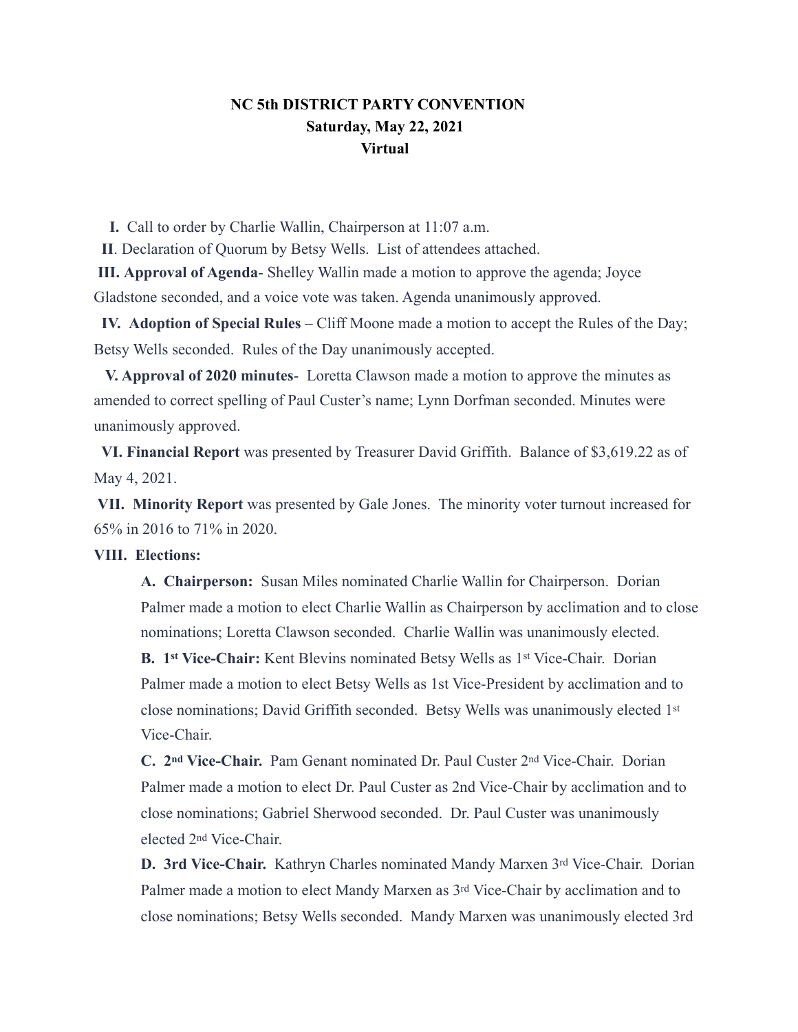**NC 5th DISTRICT PARTY CONVENTION**
**Saturday, May 22, 2021**
**Virtual**

**I.** Call to order by Charlie Wallin, Chairperson at 11:07 a.m.

**II**. Declaration of Quorum by Betsy Wells. List of attendees attached.

**III. Approval of Agenda**- Shelley Wallin made a motion to approve the agenda; Joyce Gladstone seconded, and a voice vote was taken. Agenda unanimously approved.

**IV. Adoption of Special Rules** – Cliff Moone made a motion to accept the Rules of the Day; Betsy Wells seconded. Rules of the Day unanimously accepted.

**V. Approval of 2020 minutes**- Loretta Clawson made a motion to approve the minutes as amended to correct spelling of Paul Custer's name; Lynn Dorfman seconded. Minutes were unanimously approved.

**VI. Financial Report** was presented by Treasurer David Griffith. Balance of $3,619.22 as of May 4, 2021.

**VII. Minority Report** was presented by Gale Jones. The minority voter turnout increased for 65% in 2016 to 71% in 2020.

**VIII. Elections:**

**A. Chairperson:** Susan Miles nominated Charlie Wallin for Chairperson. Dorian Palmer made a motion to elect Charlie Wallin as Chairperson by acclimation and to close nominations; Loretta Clawson seconded. Charlie Wallin was unanimously elected.

**B. 1st Vice-Chair:** Kent Blevins nominated Betsy Wells as 1st Vice-Chair. Dorian Palmer made a motion to elect Betsy Wells as 1st Vice-President by acclimation and to close nominations; David Griffith seconded. Betsy Wells was unanimously elected 1st Vice-Chair.

**C. 2nd Vice-Chair.** Pam Genant nominated Dr. Paul Custer 2nd Vice-Chair. Dorian Palmer made a motion to elect Dr. Paul Custer as 2nd Vice-Chair by acclimation and to close nominations; Gabriel Sherwood seconded. Dr. Paul Custer was unanimously elected 2nd Vice-Chair.

**D. 3rd Vice-Chair.** Kathryn Charles nominated Mandy Marxen 3rd Vice-Chair. Dorian Palmer made a motion to elect Mandy Marxen as 3rd Vice-Chair by acclimation and to close nominations; Betsy Wells seconded. Mandy Marxen was unanimously elected 3rd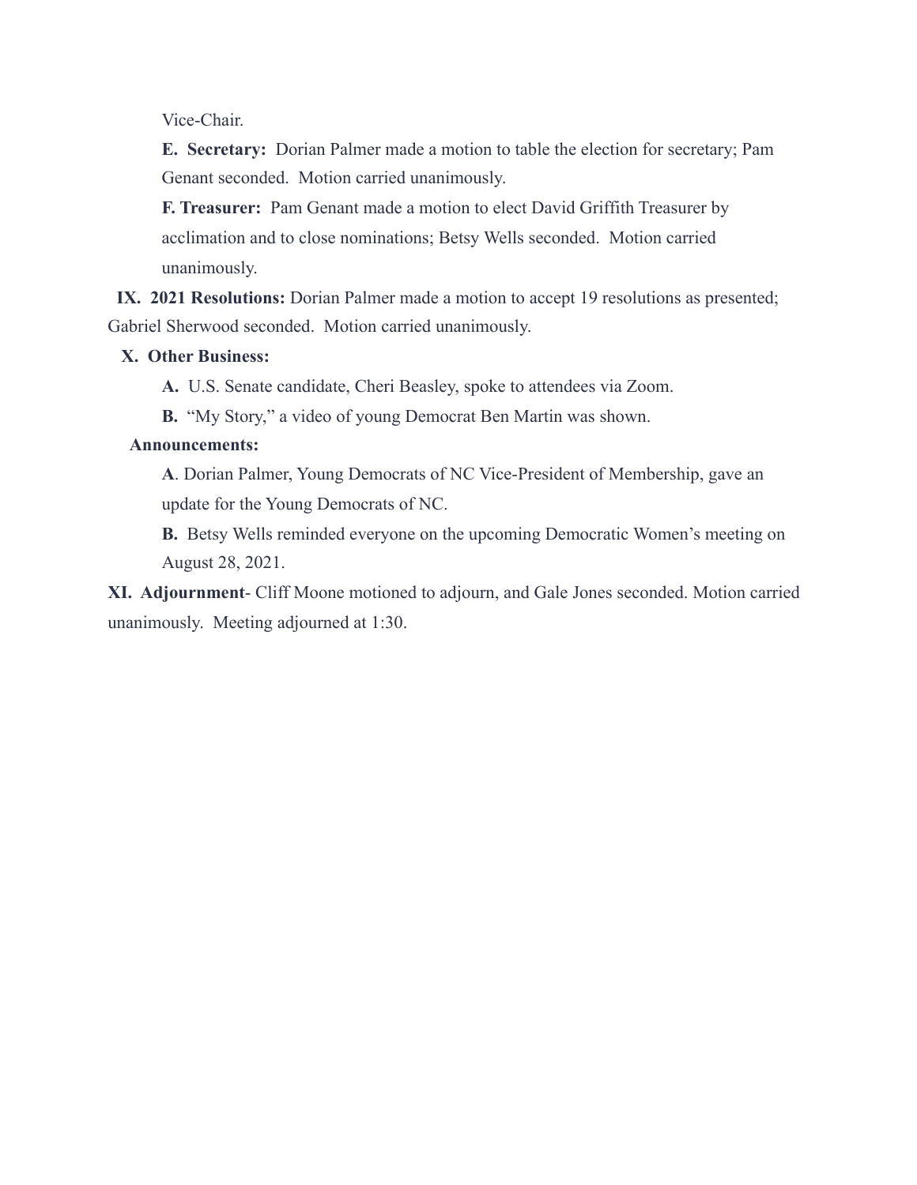Vice-Chair.

**E. Secretary:** Dorian Palmer made a motion to table the election for secretary; Pam Genant seconded. Motion carried unanimously.

**F. Treasurer:** Pam Genant made a motion to elect David Griffith Treasurer by acclimation and to close nominations; Betsy Wells seconded. Motion carried unanimously.

**IX. 2021 Resolutions:** Dorian Palmer made a motion to accept 19 resolutions as presented; Gabriel Sherwood seconded. Motion carried unanimously.

**X. Other Business:**

**A.** U.S. Senate candidate, Cheri Beasley, spoke to attendees via Zoom.

**B.** "My Story," a video of young Democrat Ben Martin was shown.

**Announcements:**

**A**. Dorian Palmer, Young Democrats of NC Vice-President of Membership, gave an update for the Young Democrats of NC.

**B.** Betsy Wells reminded everyone on the upcoming Democratic Women's meeting on August 28, 2021.

**XI. Adjournment**- Cliff Moone motioned to adjourn, and Gale Jones seconded. Motion carried unanimously. Meeting adjourned at 1:30.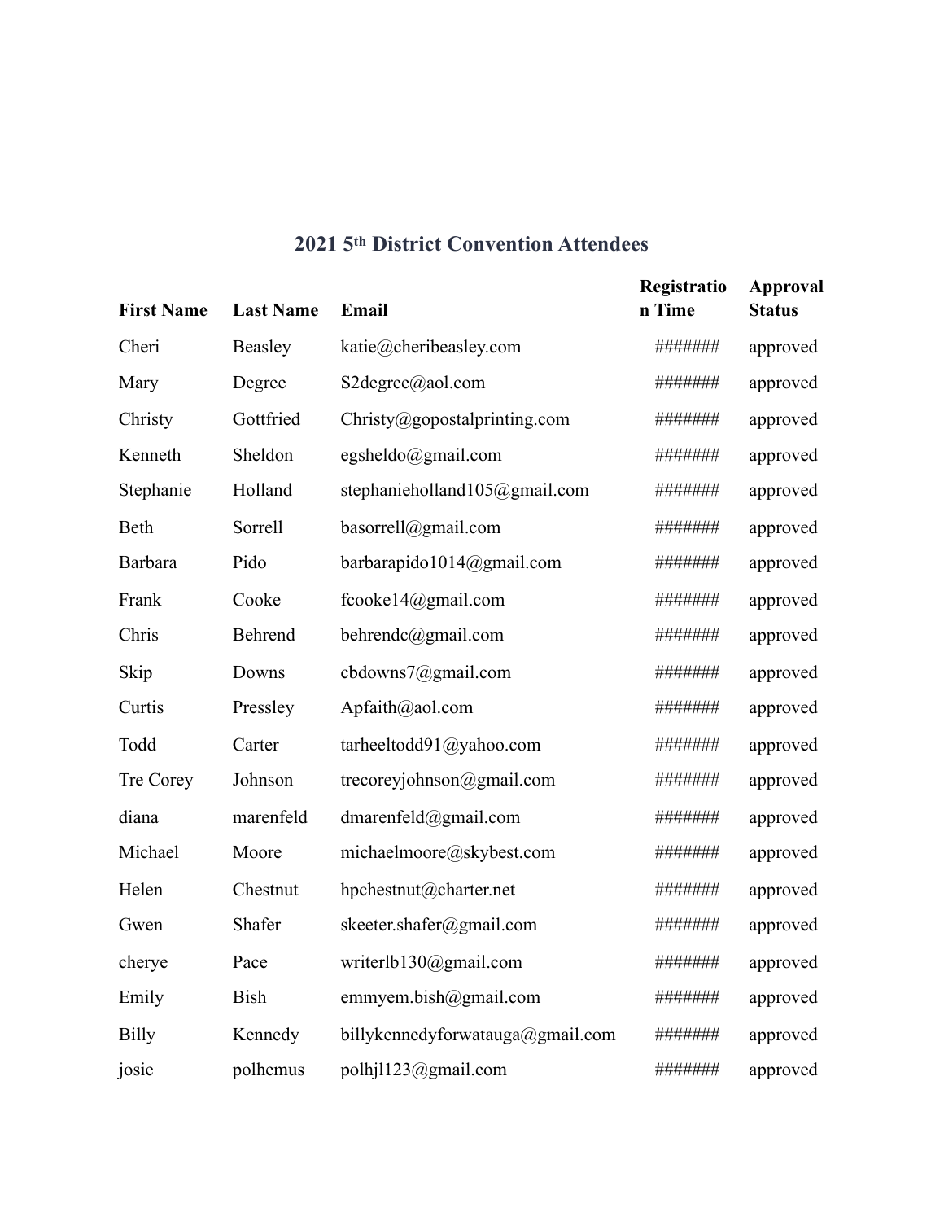## 2021 5th District Convention Attendees

| First Name | Last Name | Email | Registration Time | Approval Status |
|---|---|---|---|---|
| Cheri | Beasley | katie@cheribeasley.com | ####### | approved |
| Mary | Degree | S2degree@aol.com | ####### | approved |
| Christy | Gottfried | Christy@gopostalprinting.com | ####### | approved |
| Kenneth | Sheldon | egsheldo@gmail.com | ####### | approved |
| Stephanie | Holland | stephanieholland105@gmail.com | ####### | approved |
| Beth | Sorrell | basorrell@gmail.com | ####### | approved |
| Barbara | Pido | barbarapido1014@gmail.com | ####### | approved |
| Frank | Cooke | fcooke14@gmail.com | ####### | approved |
| Chris | Behrend | behrendc@gmail.com | ####### | approved |
| Skip | Downs | cbdowns7@gmail.com | ####### | approved |
| Curtis | Pressley | Apfaith@aol.com | ####### | approved |
| Todd | Carter | tarheeltodd91@yahoo.com | ####### | approved |
| Tre Corey | Johnson | trecoreyjohnson@gmail.com | ####### | approved |
| diana | marenfeld | dmarenfeld@gmail.com | ####### | approved |
| Michael | Moore | michaelmoore@skybest.com | ####### | approved |
| Helen | Chestnut | hpchestnut@charter.net | ####### | approved |
| Gwen | Shafer | skeeter.shafer@gmail.com | ####### | approved |
| cherye | Pace | writerlb130@gmail.com | ####### | approved |
| Emily | Bish | emmyem.bish@gmail.com | ####### | approved |
| Billy | Kennedy | billykennedyforwatauga@gmail.com | ####### | approved |
| josie | polhemus | polhjl123@gmail.com | ####### | approved |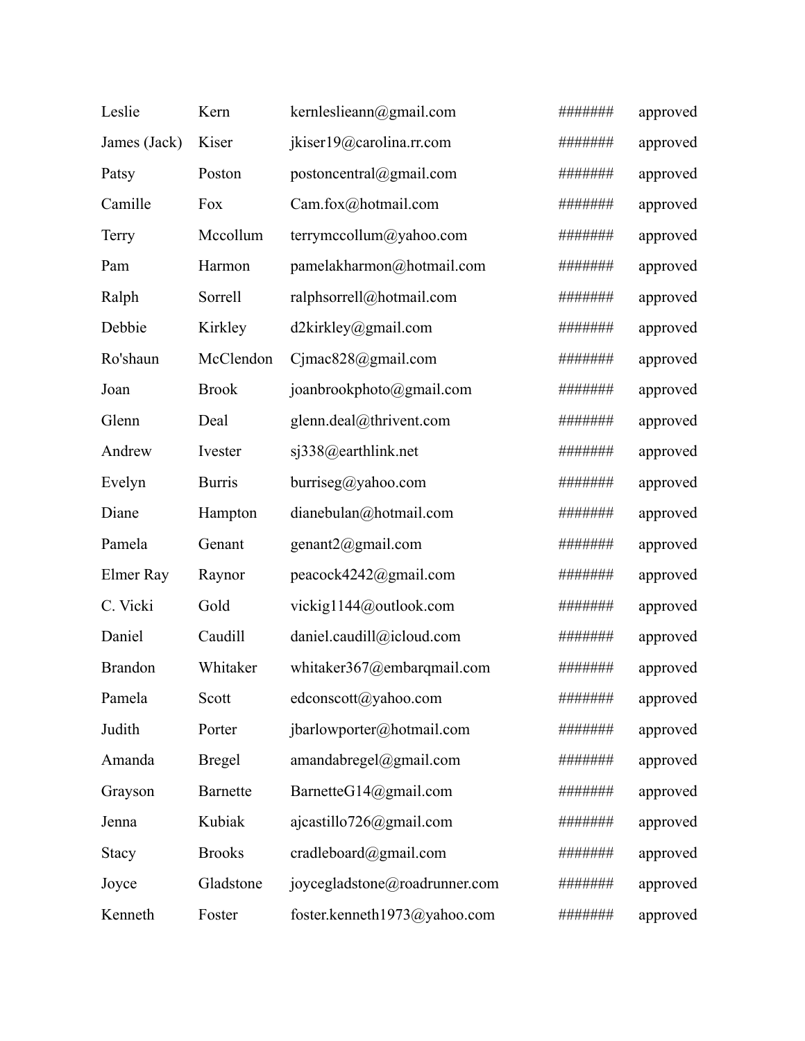| | | | | |
|---|---|---|---|---|
| Leslie | Kern | kernleslieann@gmail.com | ####### | approved |
| James (Jack) | Kiser | jkiser19@carolina.rr.com | ####### | approved |
| Patsy | Poston | postoncentral@gmail.com | ####### | approved |
| Camille | Fox | Cam.fox@hotmail.com | ####### | approved |
| Terry | Mccollum | terrymccollum@yahoo.com | ####### | approved |
| Pam | Harmon | pamelakharmon@hotmail.com | ####### | approved |
| Ralph | Sorrell | ralphsorrell@hotmail.com | ####### | approved |
| Debbie | Kirkley | d2kirkley@gmail.com | ####### | approved |
| Ro'shaun | McClendon | Cjmac828@gmail.com | ####### | approved |
| Joan | Brook | joanbrookphoto@gmail.com | ####### | approved |
| Glenn | Deal | glenn.deal@thrivent.com | ####### | approved |
| Andrew | Ivester | sj338@earthlink.net | ####### | approved |
| Evelyn | Burris | burriseg@yahoo.com | ####### | approved |
| Diane | Hampton | dianebulan@hotmail.com | ####### | approved |
| Pamela | Genant | genant2@gmail.com | ####### | approved |
| Elmer Ray | Raynor | peacock4242@gmail.com | ####### | approved |
| C. Vicki | Gold | vickig1144@outlook.com | ####### | approved |
| Daniel | Caudill | daniel.caudill@icloud.com | ####### | approved |
| Brandon | Whitaker | whitaker367@embarqmail.com | ####### | approved |
| Pamela | Scott | edconscott@yahoo.com | ####### | approved |
| Judith | Porter | jbarlowporter@hotmail.com | ####### | approved |
| Amanda | Bregel | amandabregel@gmail.com | ####### | approved |
| Grayson | Barnette | BarnetteG14@gmail.com | ####### | approved |
| Jenna | Kubiak | ajcastillo726@gmail.com | ####### | approved |
| Stacy | Brooks | cradleboard@gmail.com | ####### | approved |
| Joyce | Gladstone | joycegladstone@roadrunner.com | ####### | approved |
| Kenneth | Foster | foster.kenneth1973@yahoo.com | ####### | approved |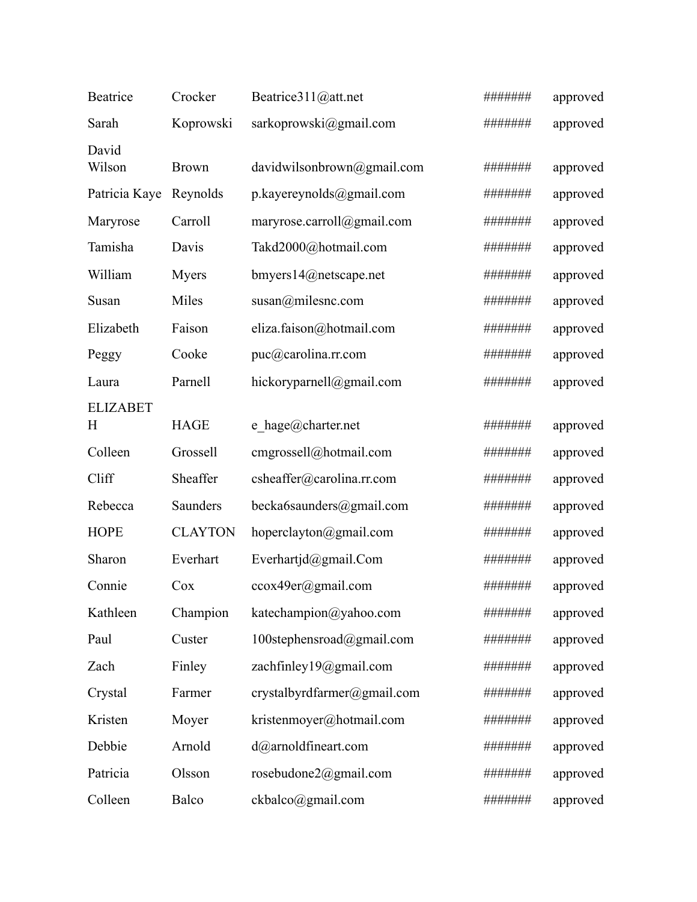| | | | | |
|---|---|---|---|---|
| Beatrice | Crocker | Beatrice311@att.net | ####### | approved |
| Sarah | Koprowski | sarkoprowski@gmail.com | ####### | approved |
| David Wilson | Brown | davidwilsonbrown@gmail.com | ####### | approved |
| Patricia Kaye | Reynolds | p.kayereynolds@gmail.com | ####### | approved |
| Maryrose | Carroll | maryrose.carroll@gmail.com | ####### | approved |
| Tamisha | Davis | Takd2000@hotmail.com | ####### | approved |
| William | Myers | bmyers14@netscape.net | ####### | approved |
| Susan | Miles | susan@milesnc.com | ####### | approved |
| Elizabeth | Faison | eliza.faison@hotmail.com | ####### | approved |
| Peggy | Cooke | puc@carolina.rr.com | ####### | approved |
| Laura | Parnell | hickoryparnell@gmail.com | ####### | approved |
| ELIZABETH | HAGE | e_hage@charter.net | ####### | approved |
| Colleen | Grossell | cmgrossell@hotmail.com | ####### | approved |
| Cliff | Sheaffer | csheaffer@carolina.rr.com | ####### | approved |
| Rebecca | Saunders | becka6saunders@gmail.com | ####### | approved |
| HOPE | CLAYTON | hoperclayton@gmail.com | ####### | approved |
| Sharon | Everhart | Everhartjd@gmail.Com | ####### | approved |
| Connie | Cox | ccox49er@gmail.com | ####### | approved |
| Kathleen | Champion | katechampion@yahoo.com | ####### | approved |
| Paul | Custer | 100stephensroad@gmail.com | ####### | approved |
| Zach | Finley | zachfinley19@gmail.com | ####### | approved |
| Crystal | Farmer | crystalbyrdfarmer@gmail.com | ####### | approved |
| Kristen | Moyer | kristenmoyer@hotmail.com | ####### | approved |
| Debbie | Arnold | d@arnoldfineart.com | ####### | approved |
| Patricia | Olsson | rosebudone2@gmail.com | ####### | approved |
| Colleen | Balco | ckbalco@gmail.com | ####### | approved |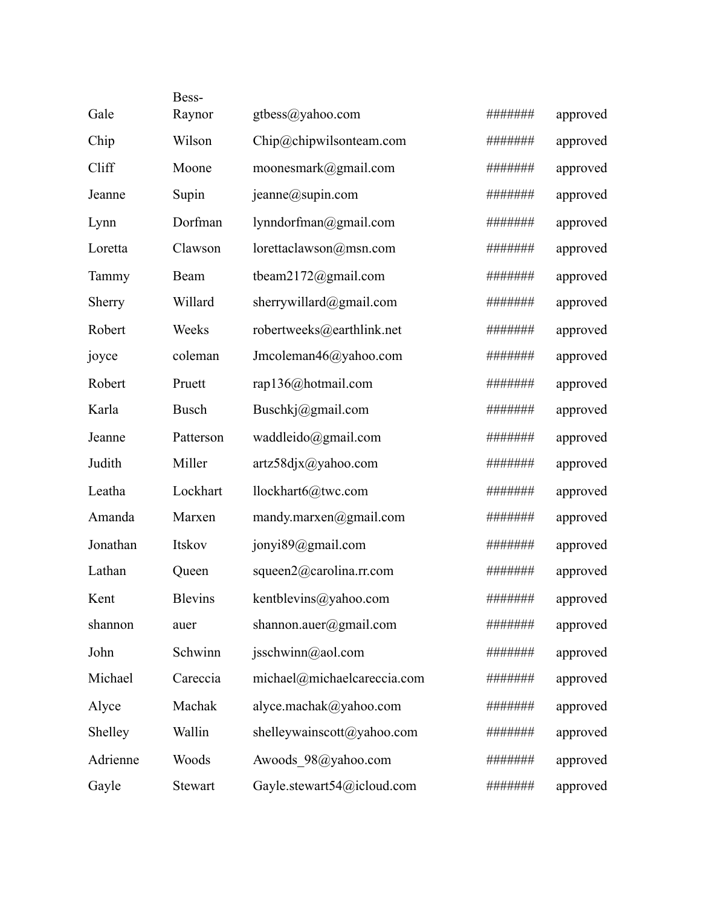| | | | | |
|---|---|---|---|---|
| Gale | Bess-Raynor | gtbess@yahoo.com | ####### | approved |
| Chip | Wilson | Chip@chipwilsonteam.com | ####### | approved |
| Cliff | Moone | moonesmark@gmail.com | ####### | approved |
| Jeanne | Supin | jeanne@supin.com | ####### | approved |
| Lynn | Dorfman | lynndorfman@gmail.com | ####### | approved |
| Loretta | Clawson | lorettaclawson@msn.com | ####### | approved |
| Tammy | Beam | tbeam2172@gmail.com | ####### | approved |
| Sherry | Willard | sherrywillard@gmail.com | ####### | approved |
| Robert | Weeks | robertweeks@earthlink.net | ####### | approved |
| joyce | coleman | Jmcoleman46@yahoo.com | ####### | approved |
| Robert | Pruett | rap136@hotmail.com | ####### | approved |
| Karla | Busch | Buschkj@gmail.com | ####### | approved |
| Jeanne | Patterson | waddleido@gmail.com | ####### | approved |
| Judith | Miller | artz58djx@yahoo.com | ####### | approved |
| Leatha | Lockhart | llockhart6@twc.com | ####### | approved |
| Amanda | Marxen | mandy.marxen@gmail.com | ####### | approved |
| Jonathan | Itskov | jonyi89@gmail.com | ####### | approved |
| Lathan | Queen | squeen2@carolina.rr.com | ####### | approved |
| Kent | Blevins | kentblevins@yahoo.com | ####### | approved |
| shannon | auer | shannon.auer@gmail.com | ####### | approved |
| John | Schwinn | jsschwinn@aol.com | ####### | approved |
| Michael | Careccia | michael@michaelcareccia.com | ####### | approved |
| Alyce | Machak | alyce.machak@yahoo.com | ####### | approved |
| Shelley | Wallin | shelleywainscott@yahoo.com | ####### | approved |
| Adrienne | Woods | Awoods_98@yahoo.com | ####### | approved |
| Gayle | Stewart | Gayle.stewart54@icloud.com | ####### | approved |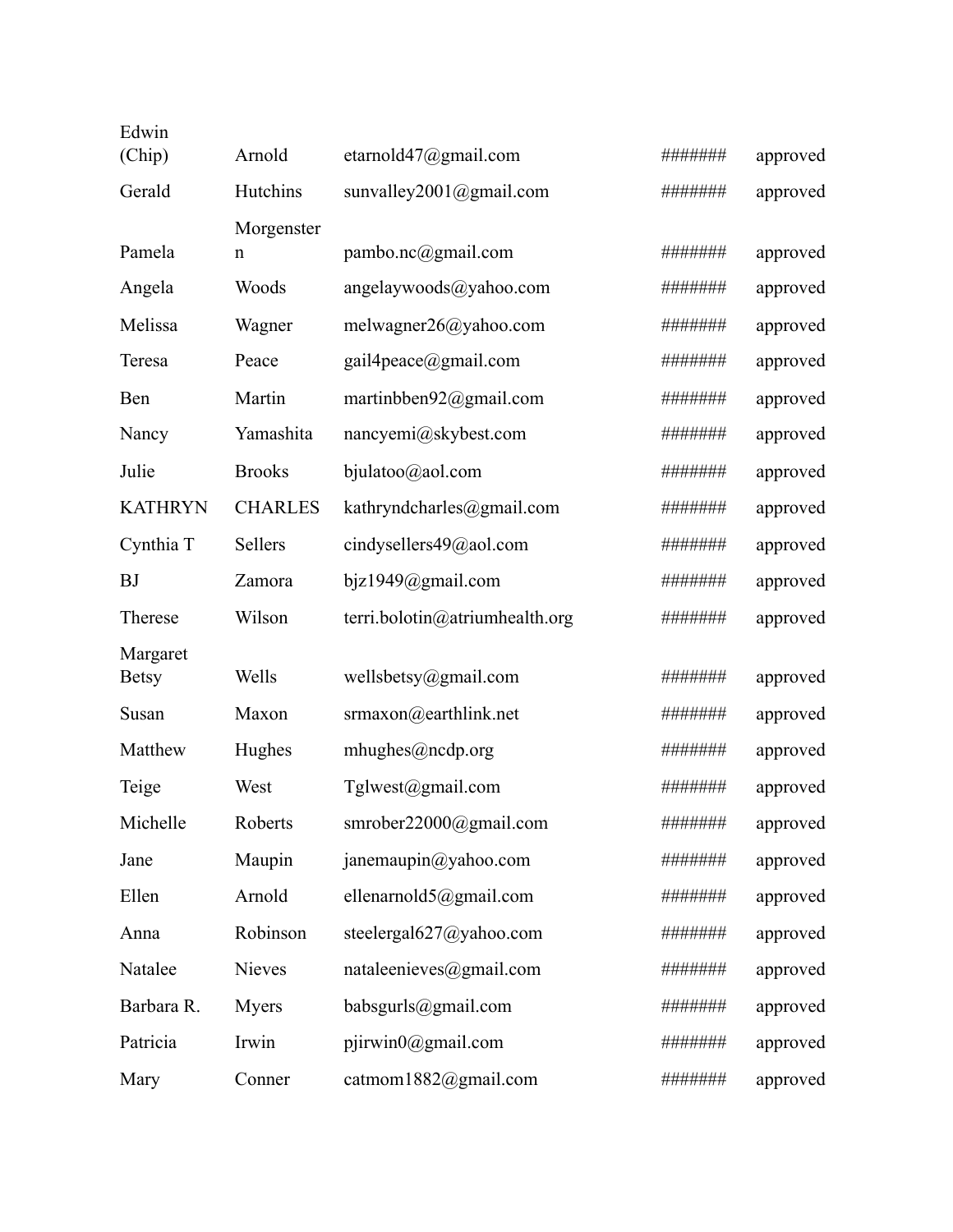| | | | | |
|---|---|---|---|---|
| Edwin (Chip) | Arnold | etarnold47@gmail.com | ####### | approved |
| Gerald | Hutchins | sunvalley2001@gmail.com | ####### | approved |
| Pamela | Morgenstern | pambo.nc@gmail.com | ####### | approved |
| Angela | Woods | angelaywoods@yahoo.com | ####### | approved |
| Melissa | Wagner | melwagner26@yahoo.com | ####### | approved |
| Teresa | Peace | gail4peace@gmail.com | ####### | approved |
| Ben | Martin | martinbben92@gmail.com | ####### | approved |
| Nancy | Yamashita | nancyemi@skybest.com | ####### | approved |
| Julie | Brooks | bjulatoo@aol.com | ####### | approved |
| KATHRYN | CHARLES | kathryndcharles@gmail.com | ####### | approved |
| Cynthia T | Sellers | cindysellers49@aol.com | ####### | approved |
| BJ | Zamora | bjz1949@gmail.com | ####### | approved |
| Therese | Wilson | terri.bolotin@atriumhealth.org | ####### | approved |
| Margaret Betsy | Wells | wellsbetsy@gmail.com | ####### | approved |
| Susan | Maxon | srmaxon@earthlink.net | ####### | approved |
| Matthew | Hughes | mhughes@ncdp.org | ####### | approved |
| Teige | West | Tglwest@gmail.com | ####### | approved |
| Michelle | Roberts | smrober22000@gmail.com | ####### | approved |
| Jane | Maupin | janemaupin@yahoo.com | ####### | approved |
| Ellen | Arnold | ellenarnold5@gmail.com | ####### | approved |
| Anna | Robinson | steelergal627@yahoo.com | ####### | approved |
| Natalee | Nieves | nataleenieves@gmail.com | ####### | approved |
| Barbara R. | Myers | babsgurls@gmail.com | ####### | approved |
| Patricia | Irwin | pjirwin0@gmail.com | ####### | approved |
| Mary | Conner | catmom1882@gmail.com | ####### | approved |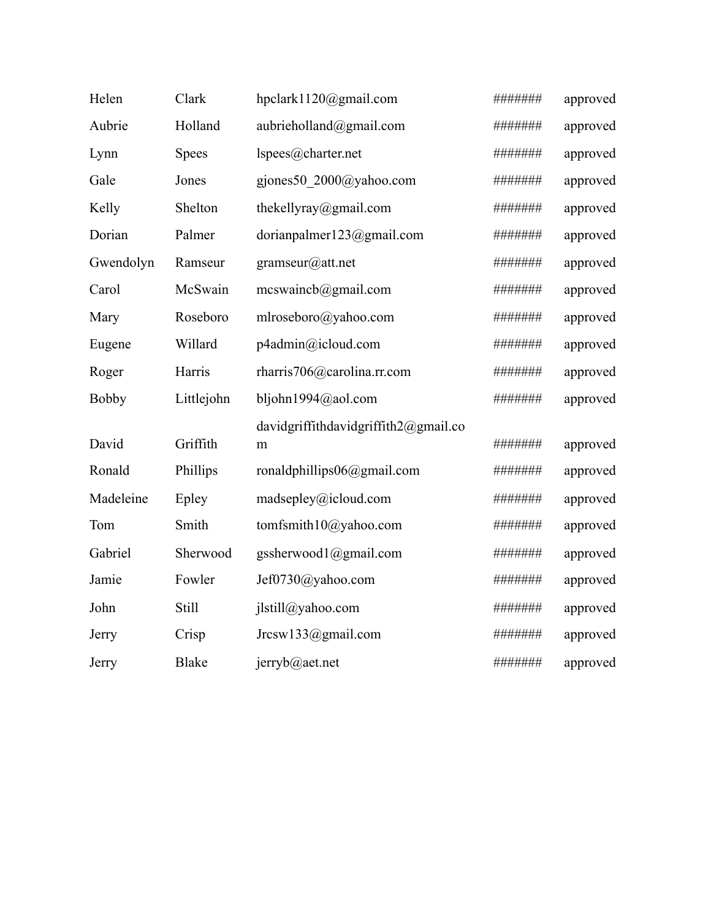| | | | | |
|---|---|---|---|---|
| Helen | Clark | hpclark1120@gmail.com | ####### | approved |
| Aubrie | Holland | aubrieholland@gmail.com | ####### | approved |
| Lynn | Spees | lspees@charter.net | ####### | approved |
| Gale | Jones | gjones50_2000@yahoo.com | ####### | approved |
| Kelly | Shelton | thekellyray@gmail.com | ####### | approved |
| Dorian | Palmer | dorianpalmer123@gmail.com | ####### | approved |
| Gwendolyn | Ramseur | gramseur@att.net | ####### | approved |
| Carol | McSwain | mcswaincb@gmail.com | ####### | approved |
| Mary | Roseboro | mlroseboro@yahoo.com | ####### | approved |
| Eugene | Willard | p4admin@icloud.com | ####### | approved |
| Roger | Harris | rharris706@carolina.rr.com | ####### | approved |
| Bobby | Littlejohn | bljohn1994@aol.com | ####### | approved |
| David | Griffith | davidgriffithdavidgriffith2@gmail.com | ####### | approved |
| Ronald | Phillips | ronaldphillips06@gmail.com | ####### | approved |
| Madeleine | Epley | madsepley@icloud.com | ####### | approved |
| Tom | Smith | tomfsmith10@yahoo.com | ####### | approved |
| Gabriel | Sherwood | gssherwood1@gmail.com | ####### | approved |
| Jamie | Fowler | Jef0730@yahoo.com | ####### | approved |
| John | Still | jlstill@yahoo.com | ####### | approved |
| Jerry | Crisp | Jrcsw133@gmail.com | ####### | approved |
| Jerry | Blake | jerryb@aet.net | ####### | approved |